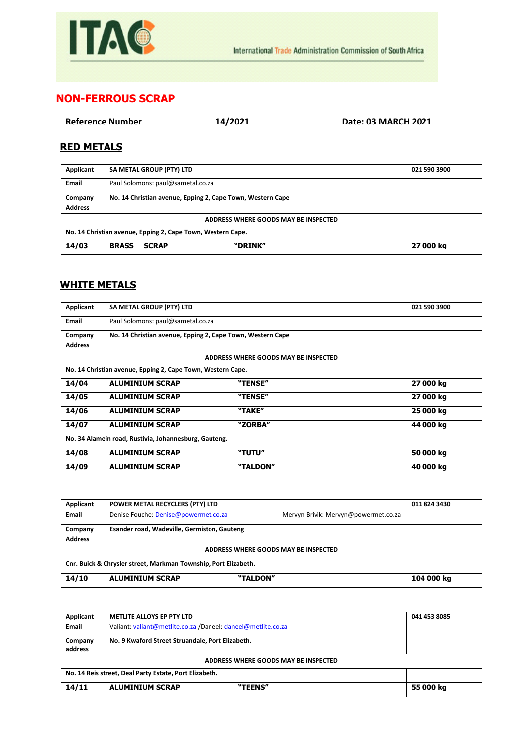ITAC

International Trade Administration Commission of South Africa

# NON-FERROUS SCRAP

**Reference Number** **14/2021** **Date: 03 MARCH 2021**

## RED METALS

| Applicant | SA METAL GROUP (PTY) LTD | | 021 590 3900 |
|---|---|---|---|
| Email | Paul Solomons: paul@sametal.co.za | | |
| Company Address | No. 14 Christian avenue, Epping 2, Cape Town, Western Cape | | |
| ADDRESS WHERE GOODS MAY BE INSPECTED | | | |
| No. 14 Christian avenue, Epping 2, Cape Town, Western Cape. | | | |
| **14/03** | **BRASS SCRAP** | **"DRINK"** | **27 000 kg** |

## WHITE METALS

| Applicant | SA METAL GROUP (PTY) LTD | | 021 590 3900 |
|---|---|---|---|
| Email | Paul Solomons: paul@sametal.co.za | | |
| Company Address | No. 14 Christian avenue, Epping 2, Cape Town, Western Cape | | |
| ADDRESS WHERE GOODS MAY BE INSPECTED | | | |
| No. 14 Christian avenue, Epping 2, Cape Town, Western Cape. | | | |
| **14/04** | **ALUMINIUM SCRAP** | **"TENSE"** | **27 000 kg** |
| **14/05** | **ALUMINIUM SCRAP** | **"TENSE"** | **27 000 kg** |
| **14/06** | **ALUMINIUM SCRAP** | **"TAKE"** | **25 000 kg** |
| **14/07** | **ALUMINIUM SCRAP** | **"ZORBA"** | **44 000 kg** |
| No. 34 Alamein road, Rustivia, Johannesburg, Gauteng. | | | |
| **14/08** | **ALUMINIUM SCRAP** | **"TUTU"** | **50 000 kg** |
| **14/09** | **ALUMINIUM SCRAP** | **"TALDON"** | **40 000 kg** |

| Applicant | POWER METAL RECYCLERS (PTY) LTD | | 011 824 3430 |
|---|---|---|---|
| Email | Denise Fouche: Denise@powermet.co.za | Mervyn Brivik: Mervyn@powermet.co.za | |
| Company Address | Esander road, Wadeville, Germiston, Gauteng | | |
| ADDRESS WHERE GOODS MAY BE INSPECTED | | | |
| Cnr. Buick & Chrysler street, Markman Township, Port Elizabeth. | | | |
| **14/10** | **ALUMINIUM SCRAP** | **"TALDON"** | **104 000 kg** |

| Applicant | METLITE ALLOYS EP PTY LTD | | 041 453 8085 |
|---|---|---|---|
| Email | Valiant: valiant@metlite.co.za /Daneel: daneel@metlite.co.za | | |
| Company address | No. 9 Kwaford Street Struandale, Port Elizabeth. | | |
| ADDRESS WHERE GOODS MAY BE INSPECTED | | | |
| No. 14 Reis street, Deal Party Estate, Port Elizabeth. | | | |
| **14/11** | **ALUMINIUM SCRAP** | **"TEENS"** | **55 000 kg** |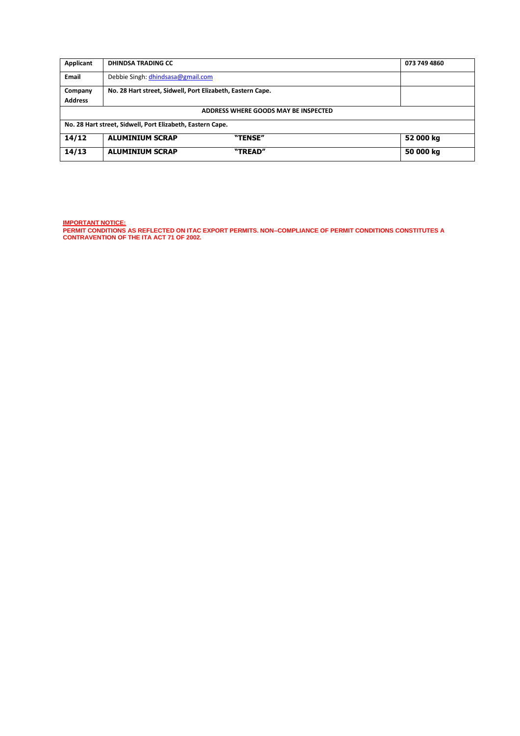| | | | |
|---|---|---|---|
| **Applicant** | **DHINDSA TRADING CC** | | **073 749 4860** |
| **Email** | Debbie Singh: dhindsasa@gmail.com | | |
| **Company Address** | **No. 28 Hart street, Sidwell, Port Elizabeth, Eastern Cape.** | | |
| **ADDRESS WHERE GOODS MAY BE INSPECTED** | | | |
| **No. 28 Hart street, Sidwell, Port Elizabeth, Eastern Cape.** | | | |
| **14/12** | **ALUMINIUM SCRAP** | **"TENSE"** | **52 000 kg** |
| **14/13** | **ALUMINIUM SCRAP** | **"TREAD"** | **50 000 kg** |

**IMPORTANT NOTICE:**

**PERMIT CONDITIONS AS REFLECTED ON ITAC EXPORT PERMITS. NON–COMPLIANCE OF PERMIT CONDITIONS CONSTITUTES A CONTRAVENTION OF THE ITA ACT 71 OF 2002.**